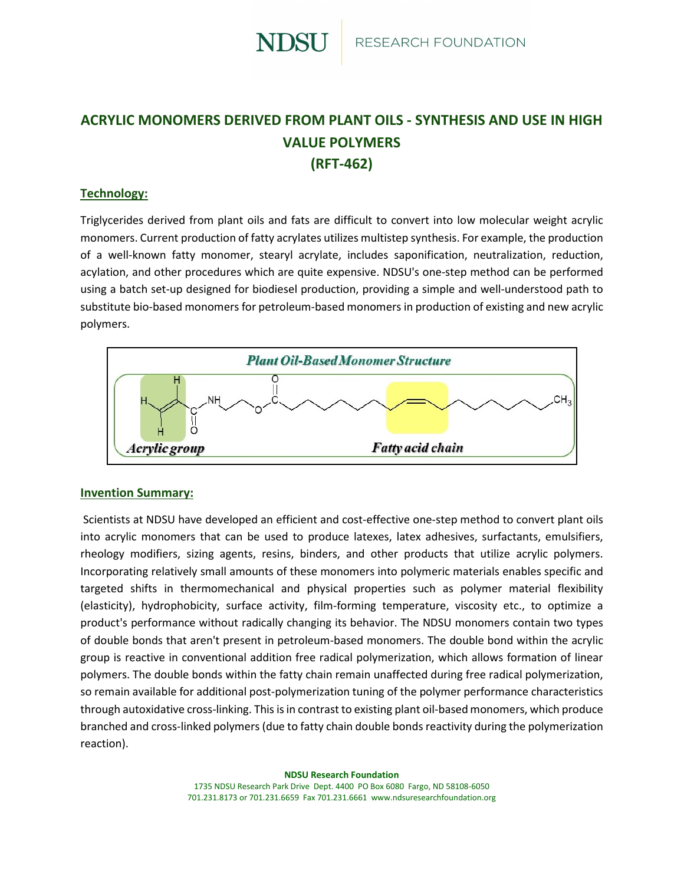# ACRYLIC MONOMERS DERIVED FROM PLANT OILS - SYNTHESIS AND USE IN HIGH VALUE POLYMERS (RFT-462)

## Technology:

Triglycerides derived from plant oils and fats are difficult to convert into low molecular weight acrylic monomers. Current production of fatty acrylates utilizes multistep synthesis. For example, the production of a well-known fatty monomer, stearyl acrylate, includes saponification, neutralization, reduction, acylation, and other procedures which are quite expensive. NDSU's one-step method can be performed using a batch set-up designed for biodiesel production, providing a simple and well-understood path to substitute bio-based monomers for petroleum-based monomers in production of existing and new acrylic polymers.

*Plant Oil-Based Monomer Structure*

*Acrylic group* — *Fatty acid chain*

## Invention Summary:

Scientists at NDSU have developed an efficient and cost-effective one-step method to convert plant oils into acrylic monomers that can be used to produce latexes, latex adhesives, surfactants, emulsifiers, rheology modifiers, sizing agents, resins, binders, and other products that utilize acrylic polymers. Incorporating relatively small amounts of these monomers into polymeric materials enables specific and targeted shifts in thermomechanical and physical properties such as polymer material flexibility (elasticity), hydrophobicity, surface activity, film-forming temperature, viscosity etc., to optimize a product's performance without radically changing its behavior. The NDSU monomers contain two types of double bonds that aren't present in petroleum-based monomers. The double bond within the acrylic group is reactive in conventional addition free radical polymerization, which allows formation of linear polymers. The double bonds within the fatty chain remain unaffected during free radical polymerization, so remain available for additional post-polymerization tuning of the polymer performance characteristics through autoxidative cross-linking. This is in contrast to existing plant oil-based monomers, which produce branched and cross-linked polymers (due to fatty chain double bonds reactivity during the polymerization reaction).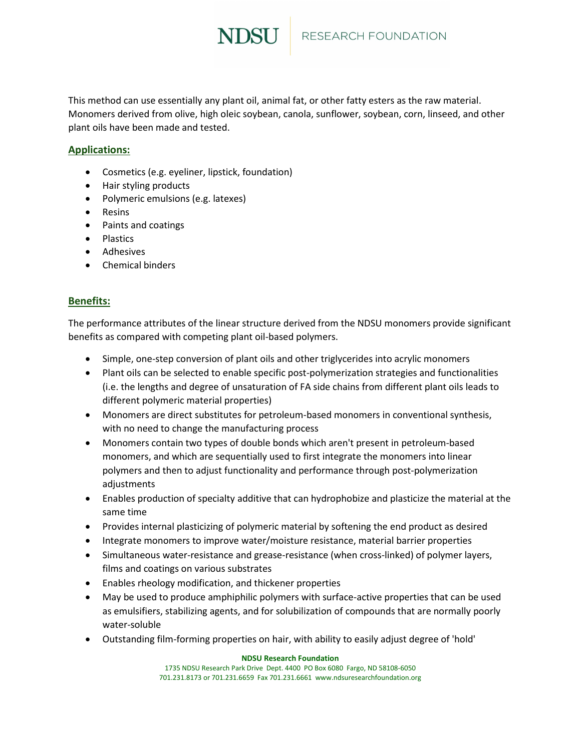This method can use essentially any plant oil, animal fat, or other fatty esters as the raw material. Monomers derived from olive, high oleic soybean, canola, sunflower, soybean, corn, linseed, and other plant oils have been made and tested.

## Applications:

- Cosmetics (e.g. eyeliner, lipstick, foundation)
- Hair styling products
- Polymeric emulsions (e.g. latexes)
- Resins
- Paints and coatings
- Plastics
- Adhesives
- Chemical binders

## Benefits:

The performance attributes of the linear structure derived from the NDSU monomers provide significant benefits as compared with competing plant oil-based polymers.

- Simple, one-step conversion of plant oils and other triglycerides into acrylic monomers
- Plant oils can be selected to enable specific post-polymerization strategies and functionalities (i.e. the lengths and degree of unsaturation of FA side chains from different plant oils leads to different polymeric material properties)
- Monomers are direct substitutes for petroleum-based monomers in conventional synthesis, with no need to change the manufacturing process
- Monomers contain two types of double bonds which aren't present in petroleum-based monomers, and which are sequentially used to first integrate the monomers into linear polymers and then to adjust functionality and performance through post-polymerization adjustments
- Enables production of specialty additive that can hydrophobize and plasticize the material at the same time
- Provides internal plasticizing of polymeric material by softening the end product as desired
- Integrate monomers to improve water/moisture resistance, material barrier properties
- Simultaneous water-resistance and grease-resistance (when cross-linked) of polymer layers, films and coatings on various substrates
- Enables rheology modification, and thickener properties
- May be used to produce amphiphilic polymers with surface-active properties that can be used as emulsifiers, stabilizing agents, and for solubilization of compounds that are normally poorly water-soluble
- Outstanding film-forming properties on hair, with ability to easily adjust degree of 'hold'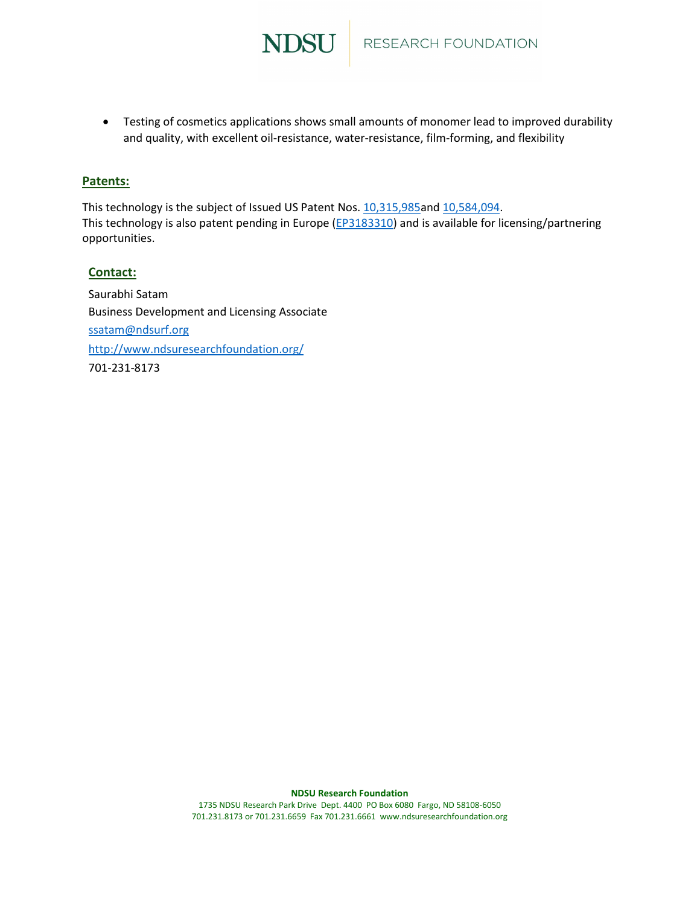- Testing of cosmetics applications shows small amounts of monomer lead to improved durability and quality, with excellent oil-resistance, water-resistance, film-forming, and flexibility

## Patents:

This technology is the subject of Issued US Patent Nos. 10,315,985and 10,584,094.
This technology is also patent pending in Europe (EP3183310) and is available for licensing/partnering opportunities.

## Contact:

Saurabhi Satam
Business Development and Licensing Associate
ssatam@ndsurf.org
http://www.ndsuresearchfoundation.org/
701-231-8173